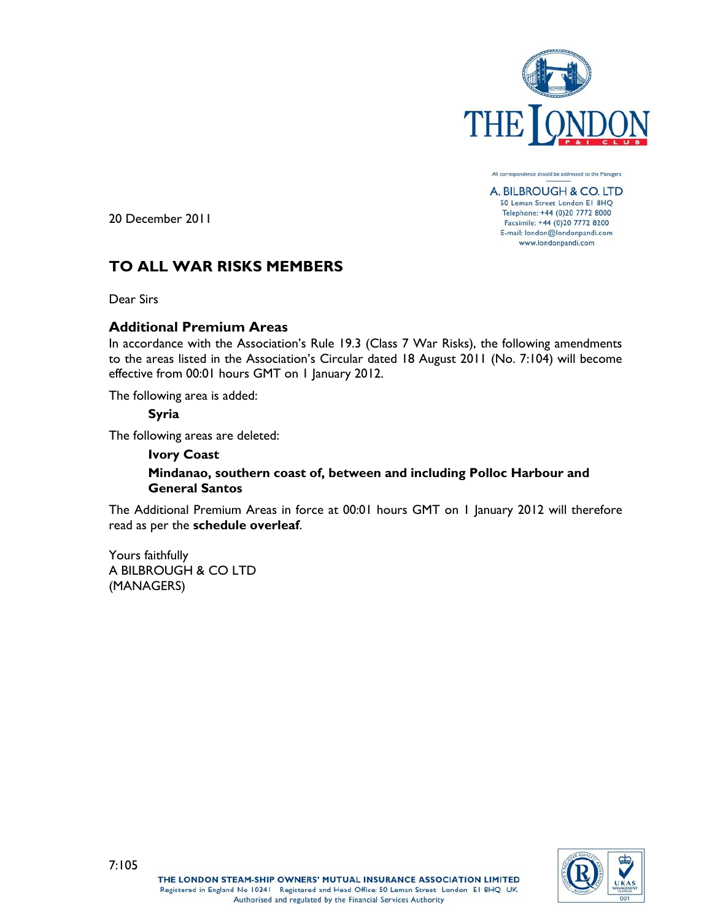All correspondence should be addressed to the Managers

A. BILBROUGH & CO. LTD
50 Leman Street London E1 8HQ
Telephone: +44 (0)20 7772 8000
Facsimile: +44 (0)20 7772 8200
E-mail: london@londonpandi.com
www.londonpandi.com

20 December 2011

## TO ALL WAR RISKS MEMBERS

Dear Sirs

### Additional Premium Areas

In accordance with the Association's Rule 19.3 (Class 7 War Risks), the following amendments to the areas listed in the Association's Circular dated 18 August 2011 (No. 7:104) will become effective from 00:01 hours GMT on 1 January 2012.

The following area is added:

**Syria**

The following areas are deleted:

**Ivory Coast**

**Mindanao, southern coast of, between and including Polloc Harbour and General Santos**

The Additional Premium Areas in force at 00:01 hours GMT on 1 January 2012 will therefore read as per the **schedule overleaf**.

Yours faithfully
A BILBROUGH & CO LTD
(MANAGERS)

7:105

THE LONDON STEAM-SHIP OWNERS' MUTUAL INSURANCE ASSOCIATION LIMITED
Registered in England No 10341 Registered and Head Office: 50 Leman Street London E1 8HQ UK
Authorised and regulated by the Financial Services Authority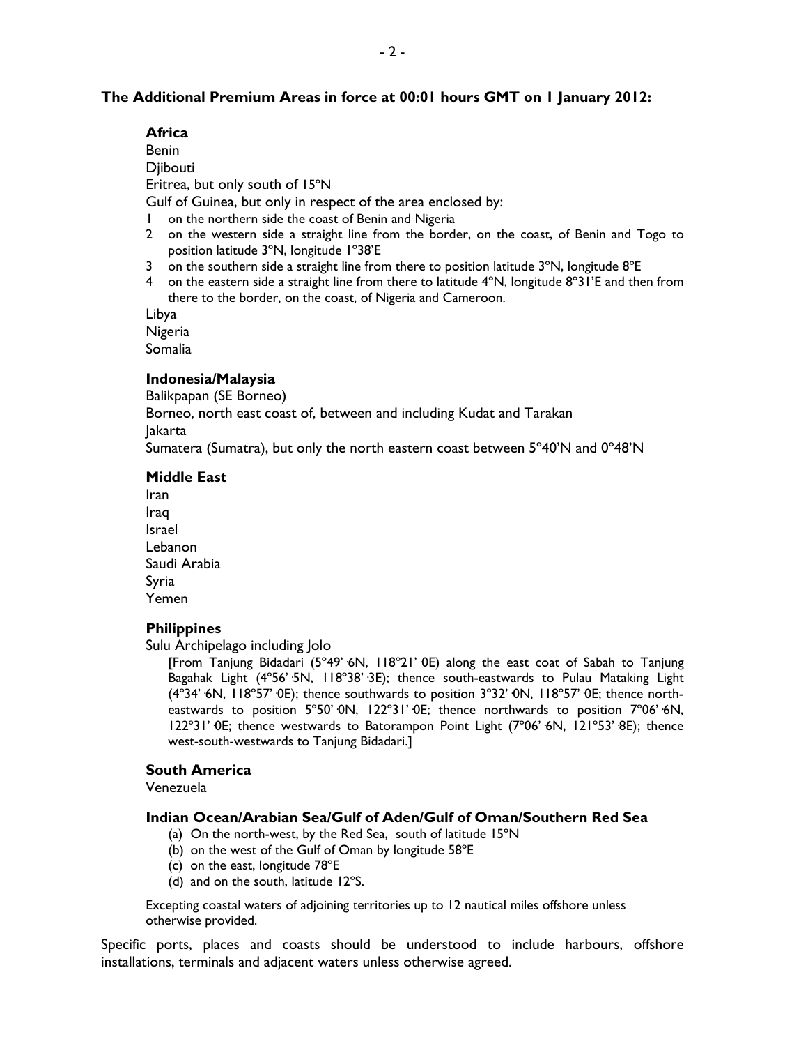**The Additional Premium Areas in force at 00:01 hours GMT on 1 January 2012:**

**Africa**

Benin

Djibouti

Eritrea, but only south of 15ºN

Gulf of Guinea, but only in respect of the area enclosed by:

1. on the northern side the coast of Benin and Nigeria
2. on the western side a straight line from the border, on the coast, of Benin and Togo to position latitude 3ºN, longitude 1º38'E
3. on the southern side a straight line from there to position latitude 3ºN, longitude 8ºE
4. on the eastern side a straight line from there to latitude 4ºN, longitude 8º31'E and then from there to the border, on the coast, of Nigeria and Cameroon.

Libya

Nigeria

Somalia

**Indonesia/Malaysia**

Balikpapan (SE Borneo)

Borneo, north east coast of, between and including Kudat and Tarakan

Jakarta

Sumatera (Sumatra), but only the north eastern coast between 5º40'N and 0º48'N

**Middle East**

Iran

Iraq

Israel

Lebanon

Saudi Arabia

Syria

Yemen

**Philippines**

Sulu Archipelago including Jolo

[From Tanjung Bidadari (5º49'·6N, 118º21'·0E) along the east coat of Sabah to Tanjung Bagahak Light (4º56'·5N, 118º38'·3E); thence south-eastwards to Pulau Mataking Light (4º34'·6N, 118º57'·0E); thence southwards to position 3º32'·0N, 118º57'·0E; thence north-eastwards to position 5º50'·0N, 122º31'·0E; thence northwards to position 7º06'·6N, 122º31'·0E; thence westwards to Batorampon Point Light (7º06'·6N, 121º53'·8E); thence west-south-westwards to Tanjung Bidadari.]

**South America**

Venezuela

**Indian Ocean/Arabian Sea/Gulf of Aden/Gulf of Oman/Southern Red Sea**

(a) On the north-west, by the Red Sea, south of latitude 15ºN
(b) on the west of the Gulf of Oman by longitude 58ºE
(c) on the east, longitude 78ºE
(d) and on the south, latitude 12ºS.

Excepting coastal waters of adjoining territories up to 12 nautical miles offshore unless otherwise provided.

Specific ports, places and coasts should be understood to include harbours, offshore installations, terminals and adjacent waters unless otherwise agreed.